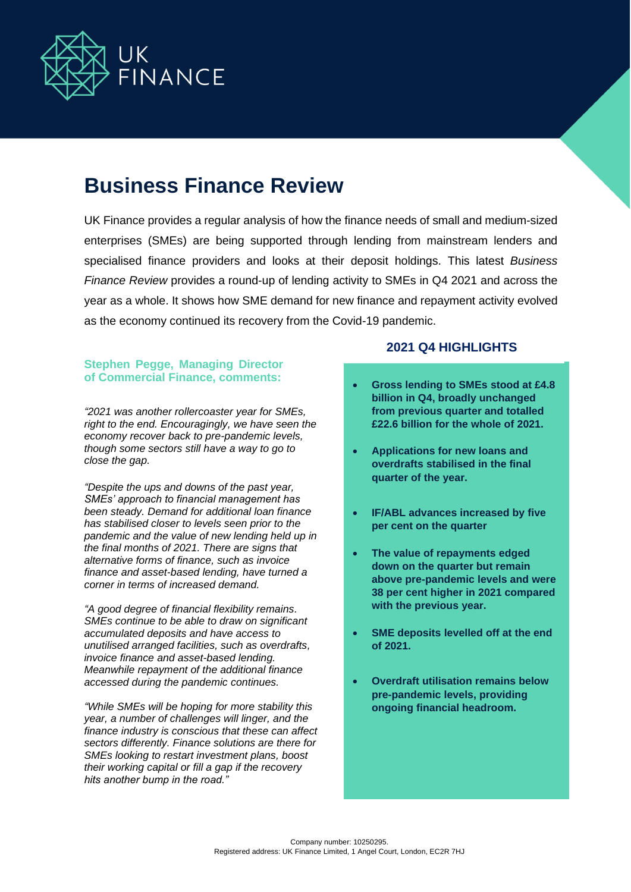UK FINANCE

# Business Finance Review

UK Finance provides a regular analysis of how the finance needs of small and medium-sized enterprises (SMEs) are being supported through lending from mainstream lenders and specialised finance providers and looks at their deposit holdings. This latest *Business Finance Review* provides a round-up of lending activity to SMEs in Q4 2021 and across the year as a whole. It shows how SME demand for new finance and repayment activity evolved as the economy continued its recovery from the Covid-19 pandemic.

### Stephen Pegge, Managing Director of Commercial Finance, comments:

*"2021 was another rollercoaster year for SMEs, right to the end. Encouragingly, we have seen the economy recover back to pre-pandemic levels, though some sectors still have a way to go to close the gap.*

*"Despite the ups and downs of the past year, SMEs' approach to financial management has been steady. Demand for additional loan finance has stabilised closer to levels seen prior to the pandemic and the value of new lending held up in the final months of 2021. There are signs that alternative forms of finance, such as invoice finance and asset-based lending, have turned a corner in terms of increased demand.*

*"A good degree of financial flexibility remains. SMEs continue to be able to draw on significant accumulated deposits and have access to unutilised arranged facilities, such as overdrafts, invoice finance and asset-based lending. Meanwhile repayment of the additional finance accessed during the pandemic continues.*

*"While SMEs will be hoping for more stability this year, a number of challenges will linger, and the finance industry is conscious that these can affect sectors differently. Finance solutions are there for SMEs looking to restart investment plans, boost their working capital or fill a gap if the recovery hits another bump in the road."*

### 2021 Q4 HIGHLIGHTS

- **Gross lending to SMEs stood at £4.8 billion in Q4, broadly unchanged from previous quarter and totalled £22.6 billion for the whole of 2021.**
- **Applications for new loans and overdrafts stabilised in the final quarter of the year.**
- **IF/ABL advances increased by five per cent on the quarter**
- **The value of repayments edged down on the quarter but remain above pre-pandemic levels and were 38 per cent higher in 2021 compared with the previous year.**
- **SME deposits levelled off at the end of 2021.**
- **Overdraft utilisation remains below pre-pandemic levels, providing ongoing financial headroom.**

Company number: 10250295.
Registered address: UK Finance Limited, 1 Angel Court, London, EC2R 7HJ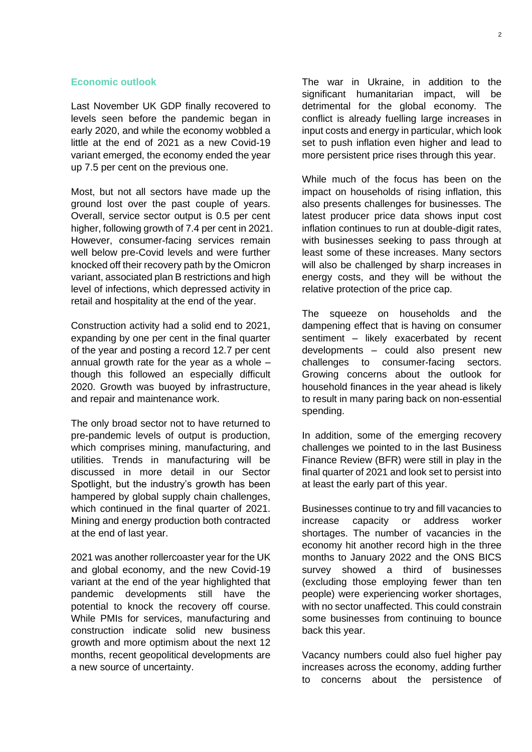## Economic outlook

Last November UK GDP finally recovered to levels seen before the pandemic began in early 2020, and while the economy wobbled a little at the end of 2021 as a new Covid-19 variant emerged, the economy ended the year up 7.5 per cent on the previous one.

Most, but not all sectors have made up the ground lost over the past couple of years. Overall, service sector output is 0.5 per cent higher, following growth of 7.4 per cent in 2021. However, consumer-facing services remain well below pre-Covid levels and were further knocked off their recovery path by the Omicron variant, associated plan B restrictions and high level of infections, which depressed activity in retail and hospitality at the end of the year.

Construction activity had a solid end to 2021, expanding by one per cent in the final quarter of the year and posting a record 12.7 per cent annual growth rate for the year as a whole – though this followed an especially difficult 2020. Growth was buoyed by infrastructure, and repair and maintenance work.

The only broad sector not to have returned to pre-pandemic levels of output is production, which comprises mining, manufacturing, and utilities. Trends in manufacturing will be discussed in more detail in our Sector Spotlight, but the industry's growth has been hampered by global supply chain challenges, which continued in the final quarter of 2021. Mining and energy production both contracted at the end of last year.

2021 was another rollercoaster year for the UK and global economy, and the new Covid-19 variant at the end of the year highlighted that pandemic developments still have the potential to knock the recovery off course. While PMIs for services, manufacturing and construction indicate solid new business growth and more optimism about the next 12 months, recent geopolitical developments are a new source of uncertainty.

The war in Ukraine, in addition to the significant humanitarian impact, will be detrimental for the global economy. The conflict is already fuelling large increases in input costs and energy in particular, which look set to push inflation even higher and lead to more persistent price rises through this year.

While much of the focus has been on the impact on households of rising inflation, this also presents challenges for businesses. The latest producer price data shows input cost inflation continues to run at double-digit rates, with businesses seeking to pass through at least some of these increases. Many sectors will also be challenged by sharp increases in energy costs, and they will be without the relative protection of the price cap.

The squeeze on households and the dampening effect that is having on consumer sentiment – likely exacerbated by recent developments – could also present new challenges to consumer-facing sectors. Growing concerns about the outlook for household finances in the year ahead is likely to result in many paring back on non-essential spending.

In addition, some of the emerging recovery challenges we pointed to in the last Business Finance Review (BFR) were still in play in the final quarter of 2021 and look set to persist into at least the early part of this year.

Businesses continue to try and fill vacancies to increase capacity or address worker shortages. The number of vacancies in the economy hit another record high in the three months to January 2022 and the ONS BICS survey showed a third of businesses (excluding those employing fewer than ten people) were experiencing worker shortages, with no sector unaffected. This could constrain some businesses from continuing to bounce back this year.

Vacancy numbers could also fuel higher pay increases across the economy, adding further to concerns about the persistence of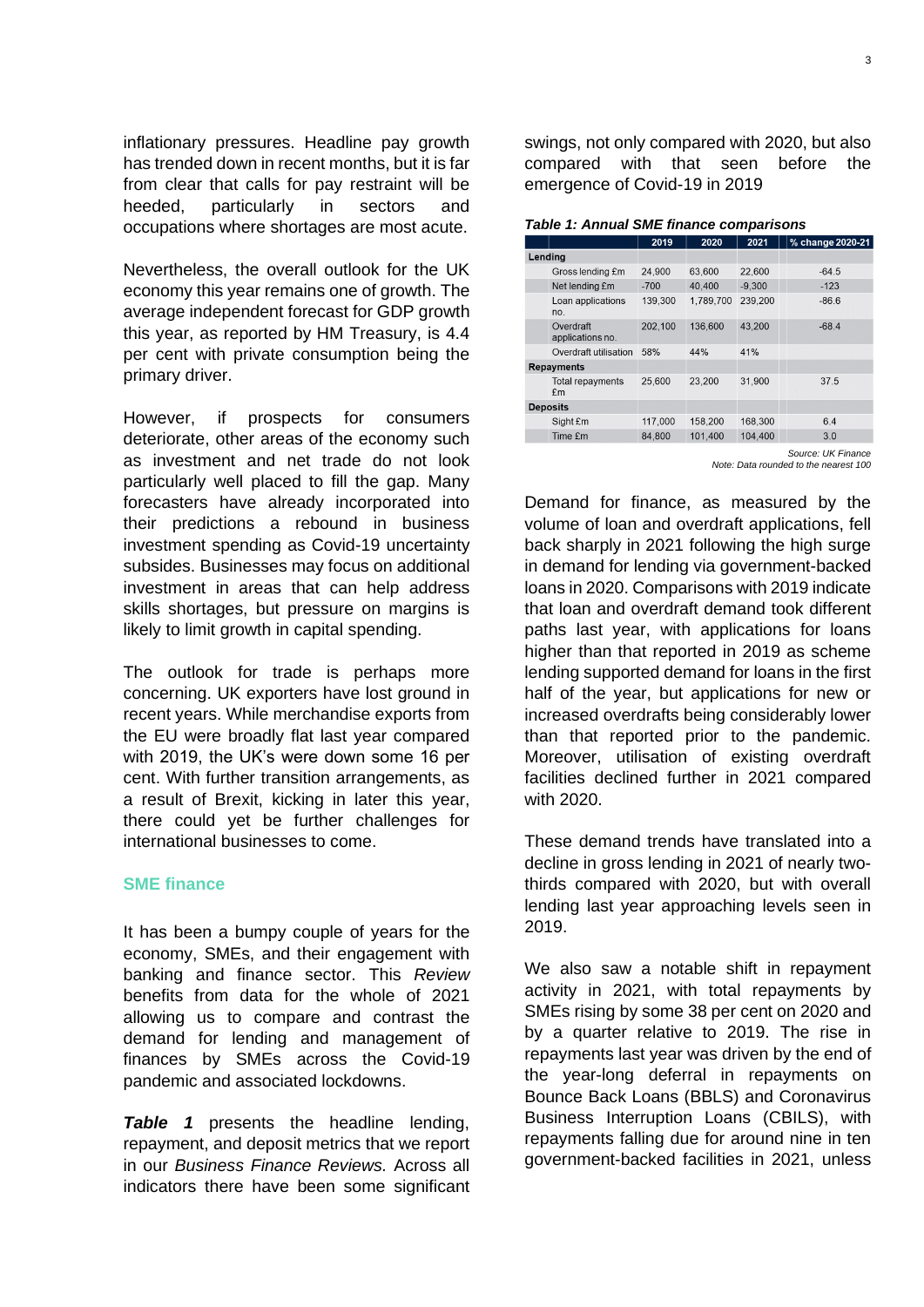inflationary pressures. Headline pay growth has trended down in recent months, but it is far from clear that calls for pay restraint will be heeded, particularly in sectors and occupations where shortages are most acute.

Nevertheless, the overall outlook for the UK economy this year remains one of growth. The average independent forecast for GDP growth this year, as reported by HM Treasury, is 4.4 per cent with private consumption being the primary driver.

However, if prospects for consumers deteriorate, other areas of the economy such as investment and net trade do not look particularly well placed to fill the gap. Many forecasters have already incorporated into their predictions a rebound in business investment spending as Covid-19 uncertainty subsides. Businesses may focus on additional investment in areas that can help address skills shortages, but pressure on margins is likely to limit growth in capital spending.

The outlook for trade is perhaps more concerning. UK exporters have lost ground in recent years. While merchandise exports from the EU were broadly flat last year compared with 2019, the UK's were down some 16 per cent. With further transition arrangements, as a result of Brexit, kicking in later this year, there could yet be further challenges for international businesses to come.

## SME finance

It has been a bumpy couple of years for the economy, SMEs, and their engagement with banking and finance sector. This *Review* benefits from data for the whole of 2021 allowing us to compare and contrast the demand for lending and management of finances by SMEs across the Covid-19 pandemic and associated lockdowns.

***Table 1*** presents the headline lending, repayment, and deposit metrics that we report in our *Business Finance Reviews.* Across all indicators there have been some significant swings, not only compared with 2020, but also compared with that seen before the emergence of Covid-19 in 2019

***Table 1: Annual SME finance comparisons***

| | 2019 | 2020 | 2021 | % change 2020-21 |
|---|---|---|---|---|
| **Lending** | | | | |
| Gross lending £m | 24,900 | 63,600 | 22,600 | -64.5 |
| Net lending £m | -700 | 40,400 | -9,300 | -123 |
| Loan applications no. | 139,300 | 1,789,700 | 239,200 | -86.6 |
| Overdraft applications no. | 202,100 | 136,600 | 43,200 | -68.4 |
| Overdraft utilisation | 58% | 44% | 41% | |
| **Repayments** | | | | |
| Total repayments £m | 25,600 | 23,200 | 31,900 | 37.5 |
| **Deposits** | | | | |
| Sight £m | 117,000 | 158,200 | 168,300 | 6.4 |
| Time £m | 84,800 | 101,400 | 104,400 | 3.0 |

*Source: UK Finance*
*Note: Data rounded to the nearest 100*

Demand for finance, as measured by the volume of loan and overdraft applications, fell back sharply in 2021 following the high surge in demand for lending via government-backed loans in 2020. Comparisons with 2019 indicate that loan and overdraft demand took different paths last year, with applications for loans higher than that reported in 2019 as scheme lending supported demand for loans in the first half of the year, but applications for new or increased overdrafts being considerably lower than that reported prior to the pandemic. Moreover, utilisation of existing overdraft facilities declined further in 2021 compared with 2020.

These demand trends have translated into a decline in gross lending in 2021 of nearly two-thirds compared with 2020, but with overall lending last year approaching levels seen in 2019.

We also saw a notable shift in repayment activity in 2021, with total repayments by SMEs rising by some 38 per cent on 2020 and by a quarter relative to 2019. The rise in repayments last year was driven by the end of the year-long deferral in repayments on Bounce Back Loans (BBLS) and Coronavirus Business Interruption Loans (CBILS), with repayments falling due for around nine in ten government-backed facilities in 2021, unless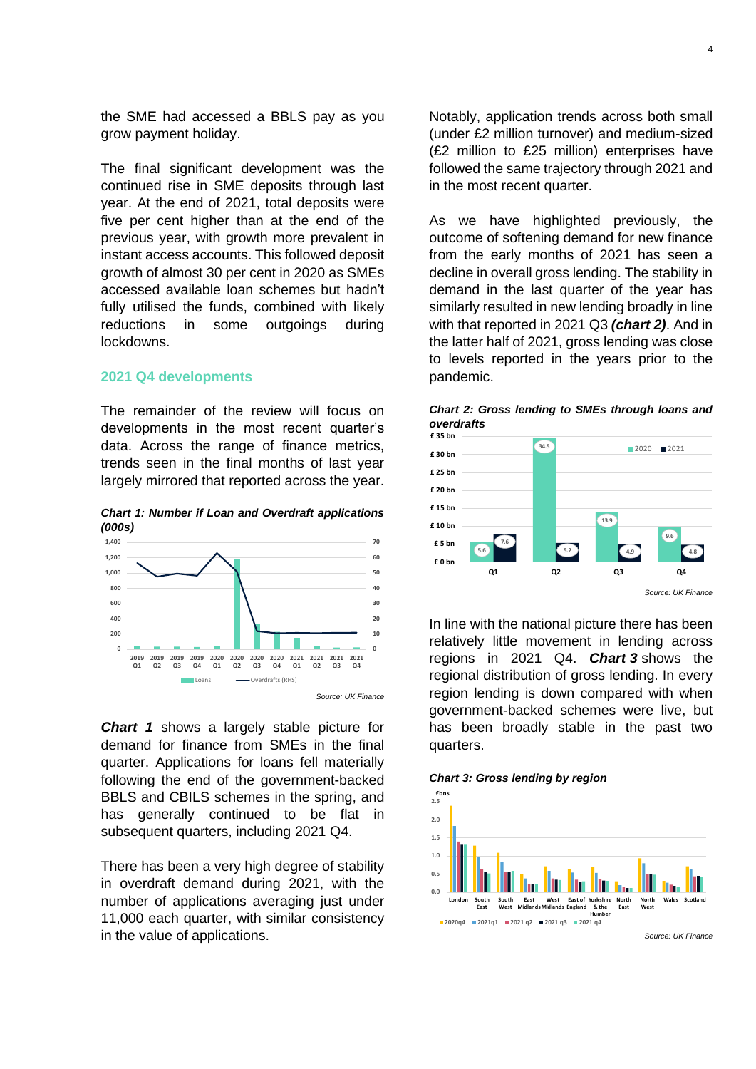the SME had accessed a BBLS pay as you grow payment holiday.

The final significant development was the continued rise in SME deposits through last year. At the end of 2021, total deposits were five per cent higher than at the end of the previous year, with growth more prevalent in instant access accounts. This followed deposit growth of almost 30 per cent in 2020 as SMEs accessed available loan schemes but hadn't fully utilised the funds, combined with likely reductions in some outgoings during lockdowns.

## 2021 Q4 developments

The remainder of the review will focus on developments in the most recent quarter's data. Across the range of finance metrics, trends seen in the final months of last year largely mirrored that reported across the year.

***Chart 1: Number if Loan and Overdraft applications (000s)***

*Source: UK Finance*

***Chart 1*** shows a largely stable picture for demand for finance from SMEs in the final quarter. Applications for loans fell materially following the end of the government-backed BBLS and CBILS schemes in the spring, and has generally continued to be flat in subsequent quarters, including 2021 Q4.

There has been a very high degree of stability in overdraft demand during 2021, with the number of applications averaging just under 11,000 each quarter, with similar consistency in the value of applications.

Notably, application trends across both small (under £2 million turnover) and medium-sized (£2 million to £25 million) enterprises have followed the same trajectory through 2021 and in the most recent quarter.

As we have highlighted previously, the outcome of softening demand for new finance from the early months of 2021 has seen a decline in overall gross lending. The stability in demand in the last quarter of the year has similarly resulted in new lending broadly in line with that reported in 2021 Q3 ***(chart 2)***. And in the latter half of 2021, gross lending was close to levels reported in the years prior to the pandemic.

***Chart 2: Gross lending to SMEs through loans and overdrafts***

| | Q1 | Q2 | Q3 | Q4 |
|---|---|---|---|---|
| 2020 | 5.6 | 34.5 | 13.9 | 9.6 |
| 2021 | 7.6 | 5.2 | 4.9 | 4.8 |

*Source: UK Finance*

In line with the national picture there has been relatively little movement in lending across regions in 2021 Q4. ***Chart 3*** shows the regional distribution of gross lending. In every region lending is down compared with when government-backed schemes were live, but has been broadly stable in the past two quarters.

***Chart 3: Gross lending by region***

*Source: UK Finance*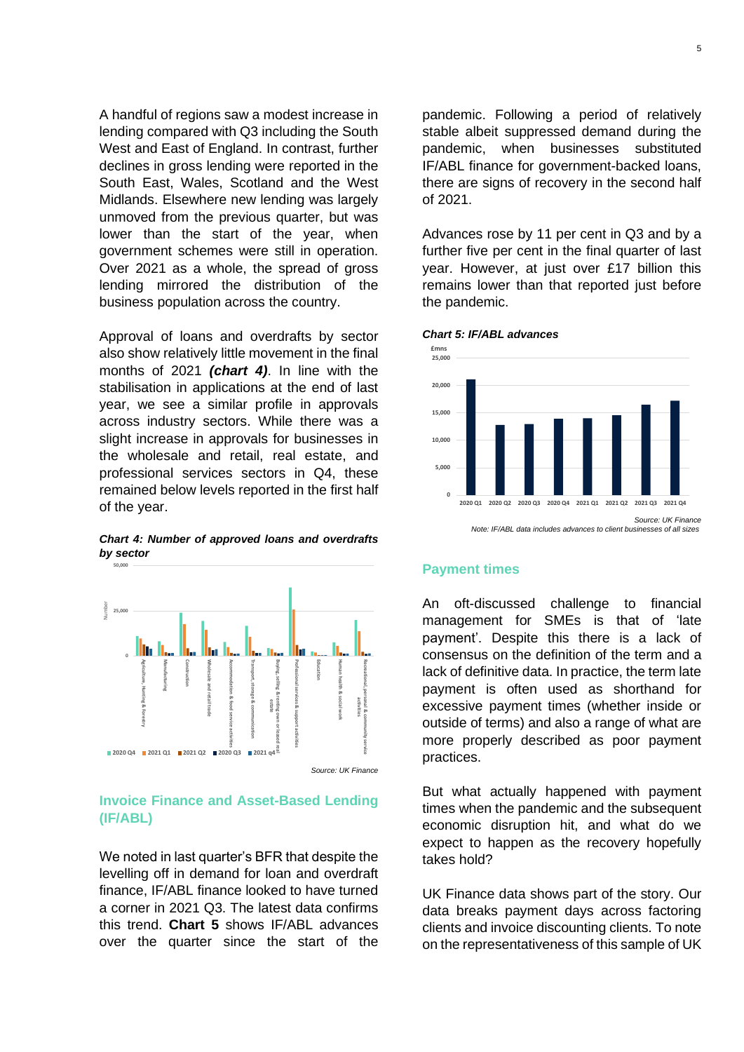A handful of regions saw a modest increase in lending compared with Q3 including the South West and East of England. In contrast, further declines in gross lending were reported in the South East, Wales, Scotland and the West Midlands. Elsewhere new lending was largely unmoved from the previous quarter, but was lower than the start of the year, when government schemes were still in operation. Over 2021 as a whole, the spread of gross lending mirrored the distribution of the business population across the country.

Approval of loans and overdrafts by sector also show relatively little movement in the final months of 2021 ***(chart 4)***. In line with the stabilisation in applications at the end of last year, we see a similar profile in approvals across industry sectors. While there was a slight increase in approvals for businesses in the wholesale and retail, real estate, and professional services sectors in Q4, these remained below levels reported in the first half of the year.

***Chart 4: Number of approved loans and overdrafts by sector***

*Source: UK Finance*

## Invoice Finance and Asset-Based Lending (IF/ABL)

We noted in last quarter's BFR that despite the levelling off in demand for loan and overdraft finance, IF/ABL finance looked to have turned a corner in 2021 Q3. The latest data confirms this trend. **Chart 5** shows IF/ABL advances over the quarter since the start of the pandemic. Following a period of relatively stable albeit suppressed demand during the pandemic, when businesses substituted IF/ABL finance for government-backed loans, there are signs of recovery in the second half of 2021.

Advances rose by 11 per cent in Q3 and by a further five per cent in the final quarter of last year. However, at just over £17 billion this remains lower than that reported just before the pandemic.

***Chart 5: IF/ABL advances***

*Source: UK Finance*

*Note: IF/ABL data includes advances to client businesses of all sizes*

## Payment times

An oft-discussed challenge to financial management for SMEs is that of 'late payment'. Despite this there is a lack of consensus on the definition of the term and a lack of definitive data. In practice, the term late payment is often used as shorthand for excessive payment times (whether inside or outside of terms) and also a range of what are more properly described as poor payment practices.

But what actually happened with payment times when the pandemic and the subsequent economic disruption hit, and what do we expect to happen as the recovery hopefully takes hold?

UK Finance data shows part of the story. Our data breaks payment days across factoring clients and invoice discounting clients. To note on the representativeness of this sample of UK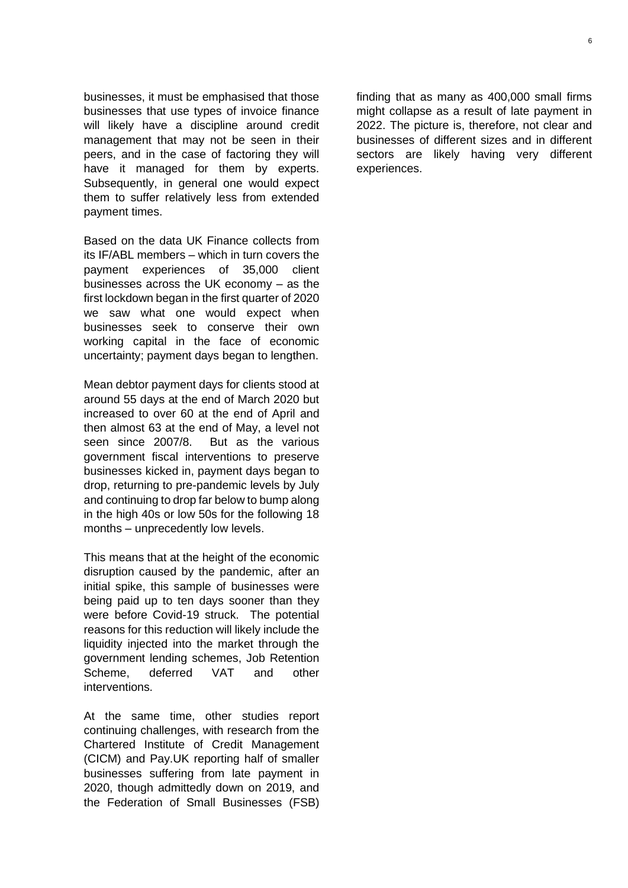businesses, it must be emphasised that those businesses that use types of invoice finance will likely have a discipline around credit management that may not be seen in their peers, and in the case of factoring they will have it managed for them by experts. Subsequently, in general one would expect them to suffer relatively less from extended payment times.

Based on the data UK Finance collects from its IF/ABL members – which in turn covers the payment experiences of 35,000 client businesses across the UK economy – as the first lockdown began in the first quarter of 2020 we saw what one would expect when businesses seek to conserve their own working capital in the face of economic uncertainty; payment days began to lengthen.

Mean debtor payment days for clients stood at around 55 days at the end of March 2020 but increased to over 60 at the end of April and then almost 63 at the end of May, a level not seen since 2007/8. But as the various government fiscal interventions to preserve businesses kicked in, payment days began to drop, returning to pre-pandemic levels by July and continuing to drop far below to bump along in the high 40s or low 50s for the following 18 months – unprecedently low levels.

This means that at the height of the economic disruption caused by the pandemic, after an initial spike, this sample of businesses were being paid up to ten days sooner than they were before Covid-19 struck. The potential reasons for this reduction will likely include the liquidity injected into the market through the government lending schemes, Job Retention Scheme, deferred VAT and other interventions.

At the same time, other studies report continuing challenges, with research from the Chartered Institute of Credit Management (CICM) and Pay.UK reporting half of smaller businesses suffering from late payment in 2020, though admittedly down on 2019, and the Federation of Small Businesses (FSB) finding that as many as 400,000 small firms might collapse as a result of late payment in 2022. The picture is, therefore, not clear and businesses of different sizes and in different sectors are likely having very different experiences.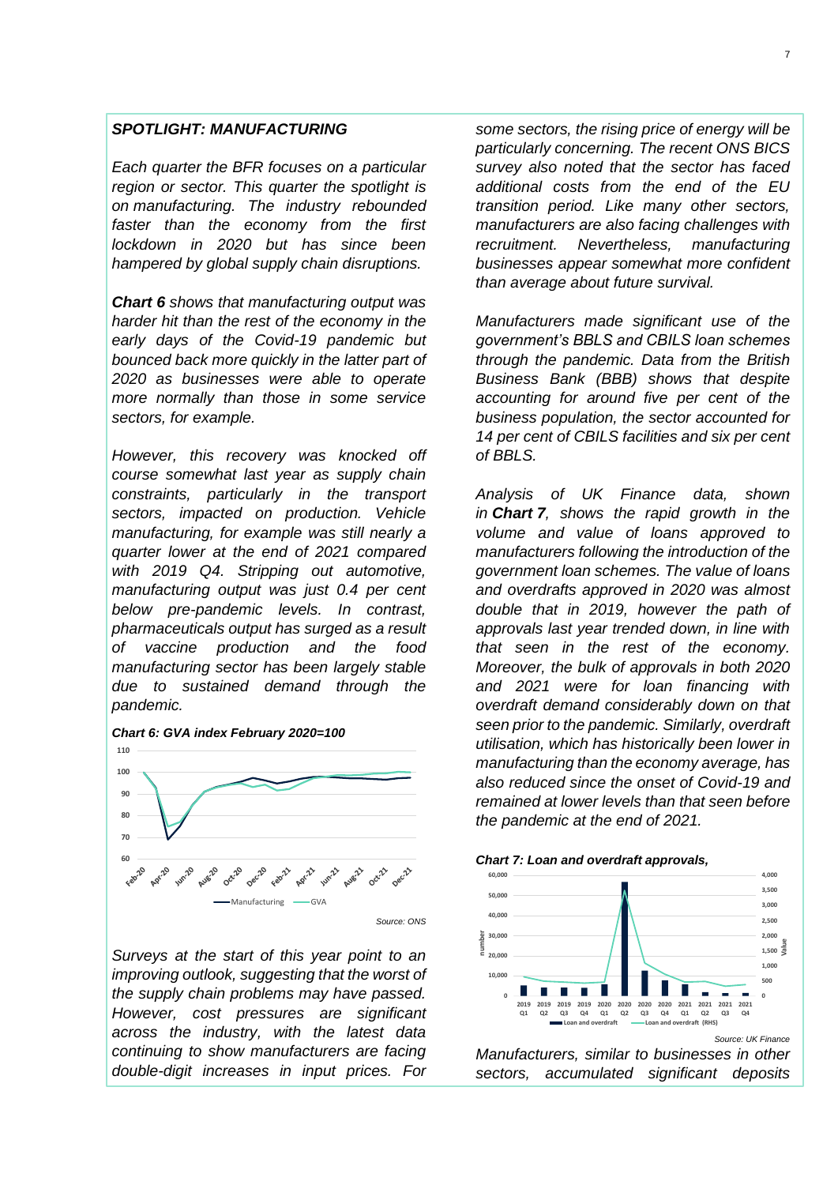### *SPOTLIGHT: MANUFACTURING*

*Each quarter the BFR focuses on a particular region or sector. This quarter the spotlight is on manufacturing. The industry rebounded faster than the economy from the first lockdown in 2020 but has since been hampered by global supply chain disruptions.*

***Chart 6*** *shows that manufacturing output was harder hit than the rest of the economy in the early days of the Covid-19 pandemic but bounced back more quickly in the latter part of 2020 as businesses were able to operate more normally than those in some service sectors, for example.*

*However, this recovery was knocked off course somewhat last year as supply chain constraints, particularly in the transport sectors, impacted on production. Vehicle manufacturing, for example was still nearly a quarter lower at the end of 2021 compared with 2019 Q4. Stripping out automotive, manufacturing output was just 0.4 per cent below pre-pandemic levels. In contrast, pharmaceuticals output has surged as a result of vaccine production and the food manufacturing sector has been largely stable due to sustained demand through the pandemic.*

***Chart 6: GVA index February 2020=100***

*Source: ONS*

*Surveys at the start of this year point to an improving outlook, suggesting that the worst of the supply chain problems may have passed. However, cost pressures are significant across the industry, with the latest data continuing to show manufacturers are facing double-digit increases in input prices. For some sectors, the rising price of energy will be particularly concerning. The recent ONS BICS survey also noted that the sector has faced additional costs from the end of the EU transition period. Like many other sectors, manufacturers are also facing challenges with recruitment. Nevertheless, manufacturing businesses appear somewhat more confident than average about future survival.*

*Manufacturers made significant use of the government's BBLS and CBILS loan schemes through the pandemic. Data from the British Business Bank (BBB) shows that despite accounting for around five per cent of the business population, the sector accounted for 14 per cent of CBILS facilities and six per cent of BBLS.*

*Analysis of UK Finance data, shown in* ***Chart 7****, shows the rapid growth in the volume and value of loans approved to manufacturers following the introduction of the government loan schemes. The value of loans and overdrafts approved in 2020 was almost double that in 2019, however the path of approvals last year trended down, in line with that seen in the rest of the economy. Moreover, the bulk of approvals in both 2020 and 2021 were for loan financing with overdraft demand considerably down on that seen prior to the pandemic. Similarly, overdraft utilisation, which has historically been lower in manufacturing than the economy average, has also reduced since the onset of Covid-19 and remained at lower levels than that seen before the pandemic at the end of 2021.*

***Chart 7: Loan and overdraft approvals,***

*Source: UK Finance*

*Manufacturers, similar to businesses in other sectors, accumulated significant deposits*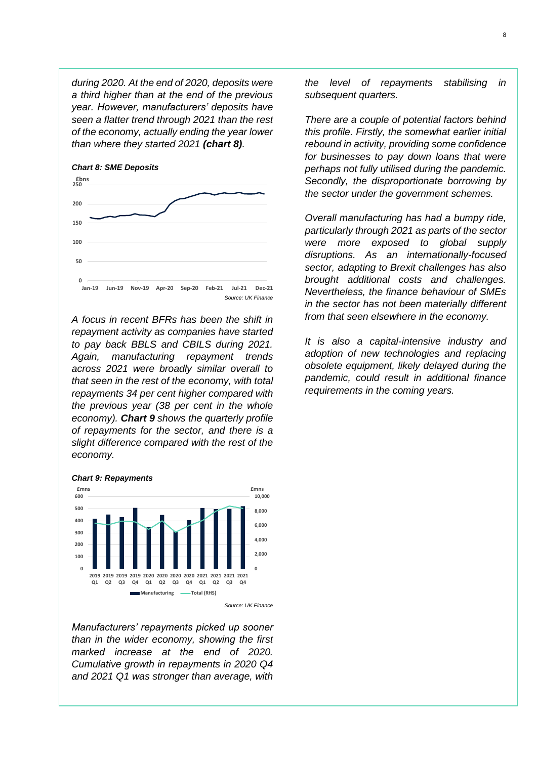*during 2020. At the end of 2020, deposits were a third higher than at the end of the previous year. However, manufacturers' deposits have seen a flatter trend through 2021 than the rest of the economy, actually ending the year lower than where they started 2021 **(chart 8)**.*

***Chart 8: SME Deposits***

*Source: UK Finance*

*A focus in recent BFRs has been the shift in repayment activity as companies have started to pay back BBLS and CBILS during 2021. Again, manufacturing repayment trends across 2021 were broadly similar overall to that seen in the rest of the economy, with total repayments 34 per cent higher compared with the previous year (38 per cent in the whole economy). **Chart 9** shows the quarterly profile of repayments for the sector, and there is a slight difference compared with the rest of the economy.*

***Chart 9: Repayments***

*Source: UK Finance*

*Manufacturers' repayments picked up sooner than in the wider economy, showing the first marked increase at the end of 2020. Cumulative growth in repayments in 2020 Q4 and 2021 Q1 was stronger than average, with the level of repayments stabilising in subsequent quarters.*

*There are a couple of potential factors behind this profile. Firstly, the somewhat earlier initial rebound in activity, providing some confidence for businesses to pay down loans that were perhaps not fully utilised during the pandemic. Secondly, the disproportionate borrowing by the sector under the government schemes.*

*Overall manufacturing has had a bumpy ride, particularly through 2021 as parts of the sector were more exposed to global supply disruptions. As an internationally-focused sector, adapting to Brexit challenges has also brought additional costs and challenges. Nevertheless, the finance behaviour of SMEs in the sector has not been materially different from that seen elsewhere in the economy.*

*It is also a capital-intensive industry and adoption of new technologies and replacing obsolete equipment, likely delayed during the pandemic, could result in additional finance requirements in the coming years.*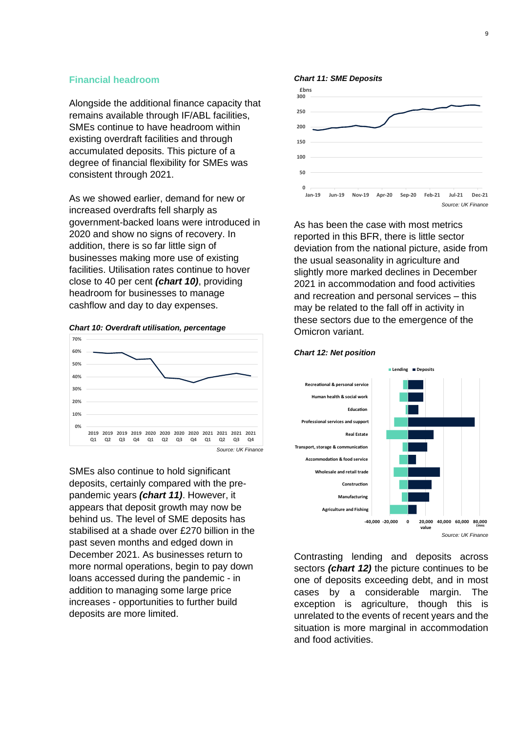## Financial headroom

Alongside the additional finance capacity that remains available through IF/ABL facilities, SMEs continue to have headroom within existing overdraft facilities and through accumulated deposits. This picture of a degree of financial flexibility for SMEs was consistent through 2021.

As we showed earlier, demand for new or increased overdrafts fell sharply as government-backed loans were introduced in 2020 and show no signs of recovery. In addition, there is so far little sign of businesses making more use of existing facilities. Utilisation rates continue to hover close to 40 per cent ***(chart 10)***, providing headroom for businesses to manage cashflow and day to day expenses.

***Chart 10: Overdraft utilisation, percentage***

*Source: UK Finance*

SMEs also continue to hold significant deposits, certainly compared with the pre-pandemic years ***(chart 11)***. However, it appears that deposit growth may now be behind us. The level of SME deposits has stabilised at a shade over £270 billion in the past seven months and edged down in December 2021. As businesses return to more normal operations, begin to pay down loans accessed during the pandemic - in addition to managing some large price increases - opportunities to further build deposits are more limited.

***Chart 11: SME Deposits***

*Source: UK Finance*

As has been the case with most metrics reported in this BFR, there is little sector deviation from the national picture, aside from the usual seasonality in agriculture and slightly more marked declines in December 2021 in accommodation and food activities and recreation and personal services – this may be related to the fall off in activity in these sectors due to the emergence of the Omicron variant.

***Chart 12: Net position***

*Source: UK Finance*

Contrasting lending and deposits across sectors ***(chart 12)*** the picture continues to be one of deposits exceeding debt, and in most cases by a considerable margin. The exception is agriculture, though this is unrelated to the events of recent years and the situation is more marginal in accommodation and food activities.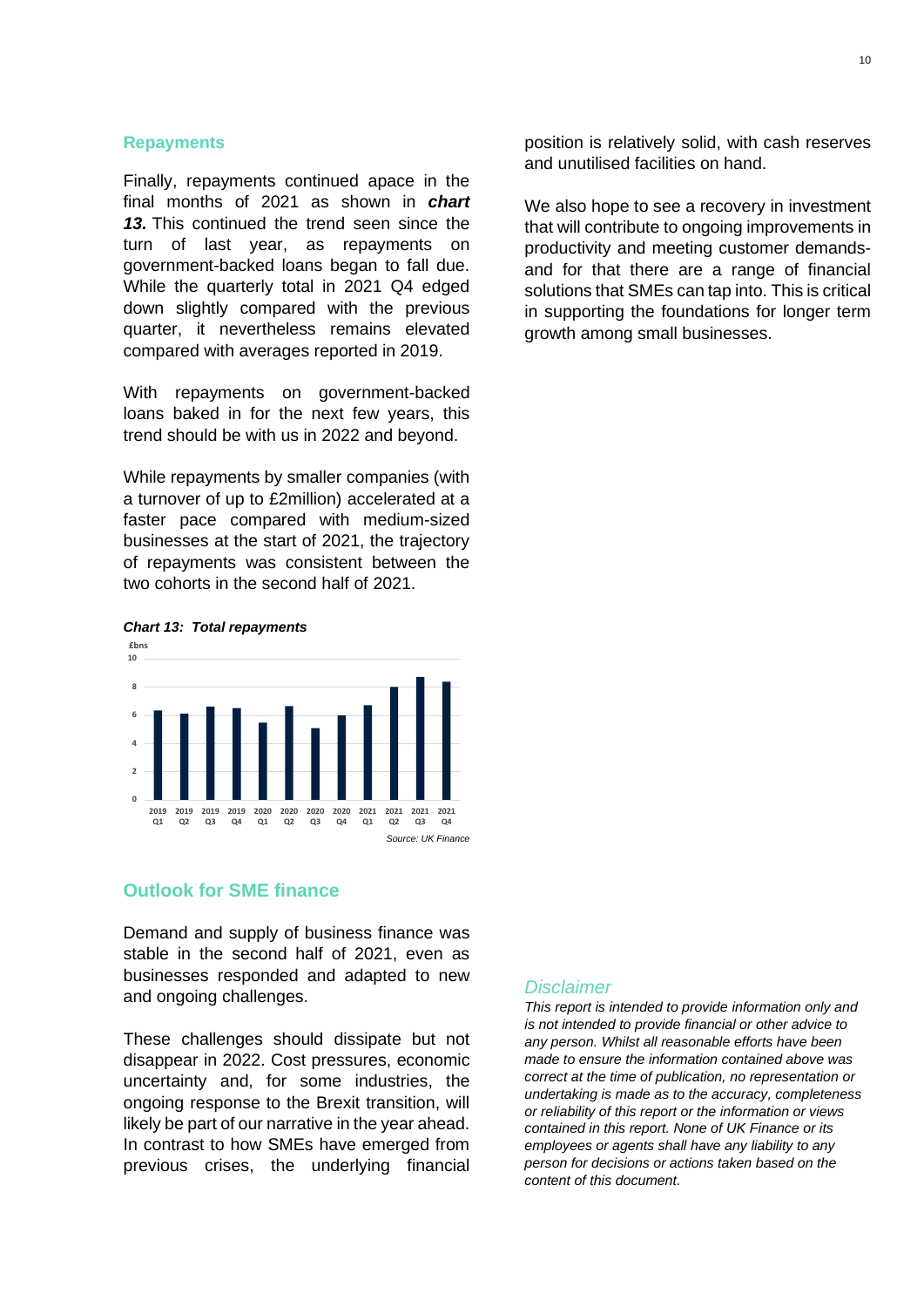## Repayments

Finally, repayments continued apace in the final months of 2021 as shown in ***chart 13.*** This continued the trend seen since the turn of last year, as repayments on government-backed loans began to fall due. While the quarterly total in 2021 Q4 edged down slightly compared with the previous quarter, it nevertheless remains elevated compared with averages reported in 2019.

With repayments on government-backed loans baked in for the next few years, this trend should be with us in 2022 and beyond.

While repayments by smaller companies (with a turnover of up to £2million) accelerated at a faster pace compared with medium-sized businesses at the start of 2021, the trajectory of repayments was consistent between the two cohorts in the second half of 2021.

***Chart 13: Total repayments***

£bns

10
8
6
4
2
0

2019 Q1, 2019 Q2, 2019 Q3, 2019 Q4, 2020 Q1, 2020 Q2, 2020 Q3, 2020 Q4, 2021 Q1, 2021 Q2, 2021 Q3, 2021 Q4

*Source: UK Finance*

## Outlook for SME finance

Demand and supply of business finance was stable in the second half of 2021, even as businesses responded and adapted to new and ongoing challenges.

These challenges should dissipate but not disappear in 2022. Cost pressures, economic uncertainty and, for some industries, the ongoing response to the Brexit transition, will likely be part of our narrative in the year ahead. In contrast to how SMEs have emerged from previous crises, the underlying financial position is relatively solid, with cash reserves and unutilised facilities on hand.

We also hope to see a recovery in investment that will contribute to ongoing improvements in productivity and meeting customer demands- and for that there are a range of financial solutions that SMEs can tap into. This is critical in supporting the foundations for longer term growth among small businesses.

### *Disclaimer*

*This report is intended to provide information only and is not intended to provide financial or other advice to any person. Whilst all reasonable efforts have been made to ensure the information contained above was correct at the time of publication, no representation or undertaking is made as to the accuracy, completeness or reliability of this report or the information or views contained in this report. None of UK Finance or its employees or agents shall have any liability to any person for decisions or actions taken based on the content of this document.*